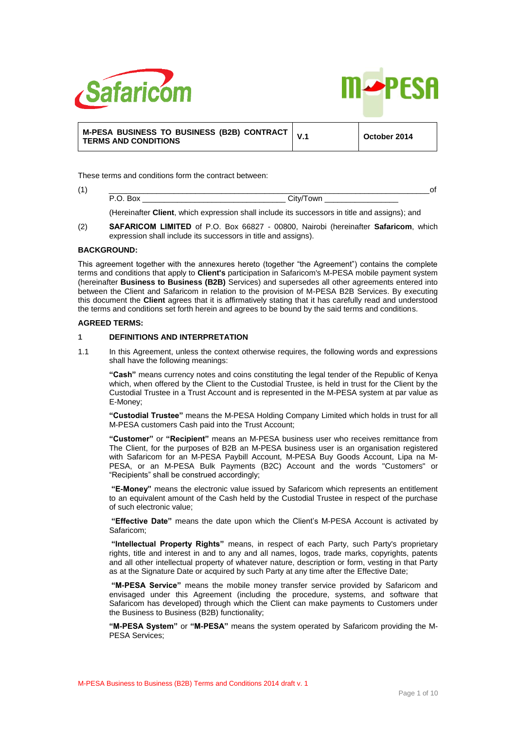| M-PESA BUSINESS TO BUSINESS (B2B) CONTRACT TERMS AND CONDITIONS | V.1 | October 2014 |
|---|---|---|

These terms and conditions form the contract between:

(1) ______________________________________________________________________ of P.O. Box ________________________________ City/Town ________________

(Hereinafter **Client**, which expression shall include its successors in title and assigns); and

(2) **SAFARICOM LIMITED** of P.O. Box 66827 - 00800, Nairobi (hereinafter **Safaricom**, which expression shall include its successors in title and assigns).

**BACKGROUND:**

This agreement together with the annexures hereto (together "the Agreement") contains the complete terms and conditions that apply to **Client's** participation in Safaricom's M-PESA mobile payment system (hereinafter **Business to Business (B2B)** Services) and supersedes all other agreements entered into between the Client and Safaricom in relation to the provision of M-PESA B2B Services. By executing this document the **Client** agrees that it is affirmatively stating that it has carefully read and understood the terms and conditions set forth herein and agrees to be bound by the said terms and conditions.

**AGREED TERMS:**

## 1 DEFINITIONS AND INTERPRETATION

1.1 In this Agreement, unless the context otherwise requires, the following words and expressions shall have the following meanings:

**"Cash"** means currency notes and coins constituting the legal tender of the Republic of Kenya which, when offered by the Client to the Custodial Trustee, is held in trust for the Client by the Custodial Trustee in a Trust Account and is represented in the M-PESA system at par value as E-Money;

**"Custodial Trustee"** means the M-PESA Holding Company Limited which holds in trust for all M-PESA customers Cash paid into the Trust Account;

**"Customer"** or **"Recipient"** means an M-PESA business user who receives remittance from The Client, for the purposes of B2B an M-PESA business user is an organisation registered with Safaricom for an M-PESA Paybill Account, M-PESA Buy Goods Account, Lipa na M-PESA, or an M-PESA Bulk Payments (B2C) Account and the words "Customers" or "Recipients" shall be construed accordingly;

**"E-Money"** means the electronic value issued by Safaricom which represents an entitlement to an equivalent amount of the Cash held by the Custodial Trustee in respect of the purchase of such electronic value;

**"Effective Date"** means the date upon which the Client's M-PESA Account is activated by Safaricom;

**"Intellectual Property Rights"** means, in respect of each Party, such Party's proprietary rights, title and interest in and to any and all names, logos, trade marks, copyrights, patents and all other intellectual property of whatever nature, description or form, vesting in that Party as at the Signature Date or acquired by such Party at any time after the Effective Date;

**"M-PESA Service"** means the mobile money transfer service provided by Safaricom and envisaged under this Agreement (including the procedure, systems, and software that Safaricom has developed) through which the Client can make payments to Customers under the Business to Business (B2B) functionality;

**"M-PESA System"** or **"M-PESA"** means the system operated by Safaricom providing the M-PESA Services;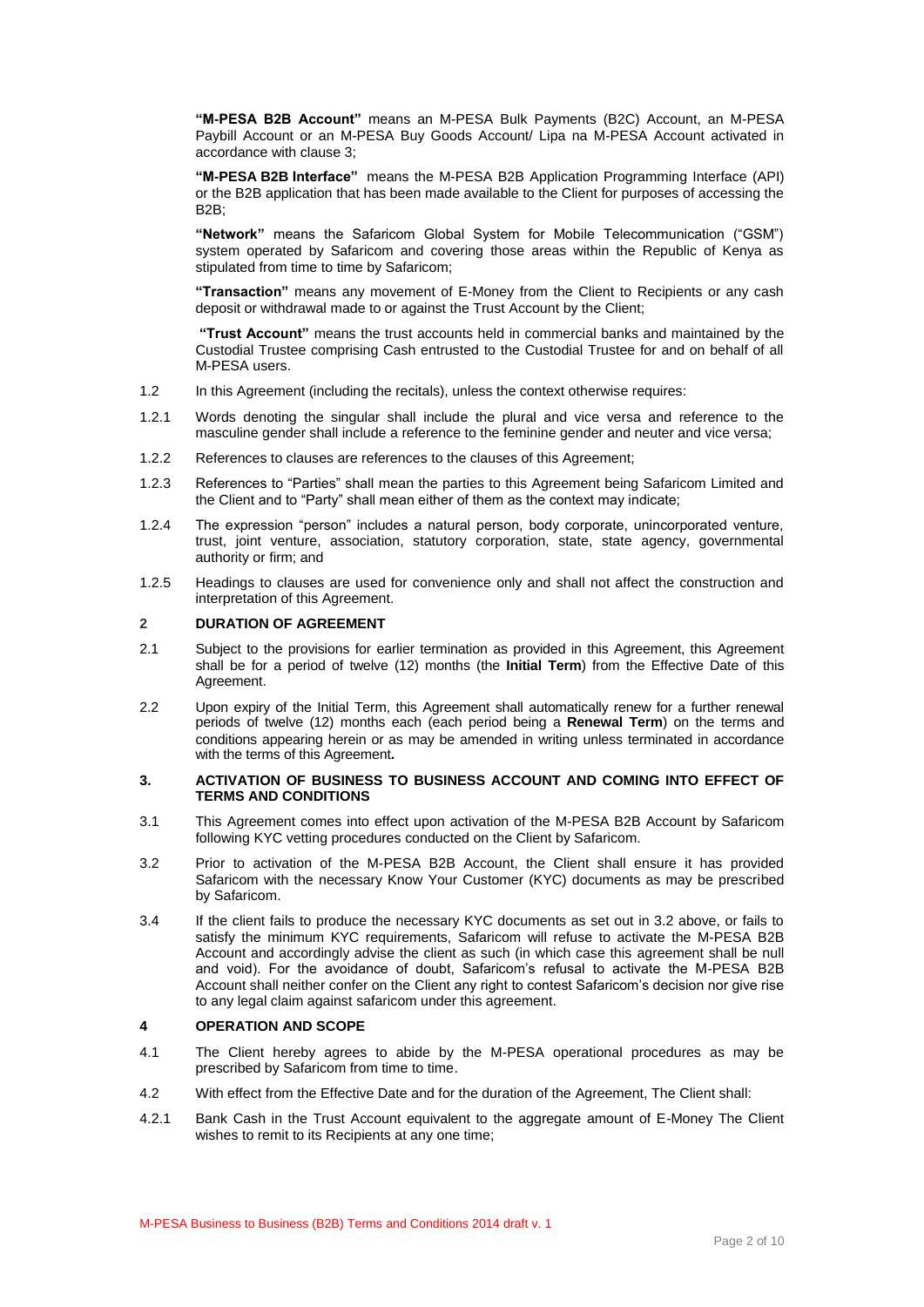**"M-PESA B2B Account"** means an M-PESA Bulk Payments (B2C) Account, an M-PESA Paybill Account or an M-PESA Buy Goods Account/ Lipa na M-PESA Account activated in accordance with clause 3;

**"M-PESA B2B Interface"** means the M-PESA B2B Application Programming Interface (API) or the B2B application that has been made available to the Client for purposes of accessing the B2B;

**"Network"** means the Safaricom Global System for Mobile Telecommunication ("GSM") system operated by Safaricom and covering those areas within the Republic of Kenya as stipulated from time to time by Safaricom;

**"Transaction"** means any movement of E-Money from the Client to Recipients or any cash deposit or withdrawal made to or against the Trust Account by the Client;

**"Trust Account"** means the trust accounts held in commercial banks and maintained by the Custodial Trustee comprising Cash entrusted to the Custodial Trustee for and on behalf of all M-PESA users.

1.2 In this Agreement (including the recitals), unless the context otherwise requires:

1.2.1 Words denoting the singular shall include the plural and vice versa and reference to the masculine gender shall include a reference to the feminine gender and neuter and vice versa;

1.2.2 References to clauses are references to the clauses of this Agreement;

1.2.3 References to "Parties" shall mean the parties to this Agreement being Safaricom Limited and the Client and to "Party" shall mean either of them as the context may indicate;

1.2.4 The expression "person" includes a natural person, body corporate, unincorporated venture, trust, joint venture, association, statutory corporation, state, state agency, governmental authority or firm; and

1.2.5 Headings to clauses are used for convenience only and shall not affect the construction and interpretation of this Agreement.

## 2 DURATION OF AGREEMENT

2.1 Subject to the provisions for earlier termination as provided in this Agreement, this Agreement shall be for a period of twelve (12) months (the **Initial Term**) from the Effective Date of this Agreement.

2.2 Upon expiry of the Initial Term, this Agreement shall automatically renew for a further renewal periods of twelve (12) months each (each period being a **Renewal Term**) on the terms and conditions appearing herein or as may be amended in writing unless terminated in accordance with the terms of this Agreement**.**

## 3. ACTIVATION OF BUSINESS TO BUSINESS ACCOUNT AND COMING INTO EFFECT OF TERMS AND CONDITIONS

3.1 This Agreement comes into effect upon activation of the M-PESA B2B Account by Safaricom following KYC vetting procedures conducted on the Client by Safaricom.

3.2 Prior to activation of the M-PESA B2B Account, the Client shall ensure it has provided Safaricom with the necessary Know Your Customer (KYC) documents as may be prescribed by Safaricom.

3.4 If the client fails to produce the necessary KYC documents as set out in 3.2 above, or fails to satisfy the minimum KYC requirements, Safaricom will refuse to activate the M-PESA B2B Account and accordingly advise the client as such (in which case this agreement shall be null and void). For the avoidance of doubt, Safaricom's refusal to activate the M-PESA B2B Account shall neither confer on the Client any right to contest Safaricom's decision nor give rise to any legal claim against safaricom under this agreement.

## 4 OPERATION AND SCOPE

4.1 The Client hereby agrees to abide by the M-PESA operational procedures as may be prescribed by Safaricom from time to time.

4.2 With effect from the Effective Date and for the duration of the Agreement, The Client shall:

4.2.1 Bank Cash in the Trust Account equivalent to the aggregate amount of E-Money The Client wishes to remit to its Recipients at any one time;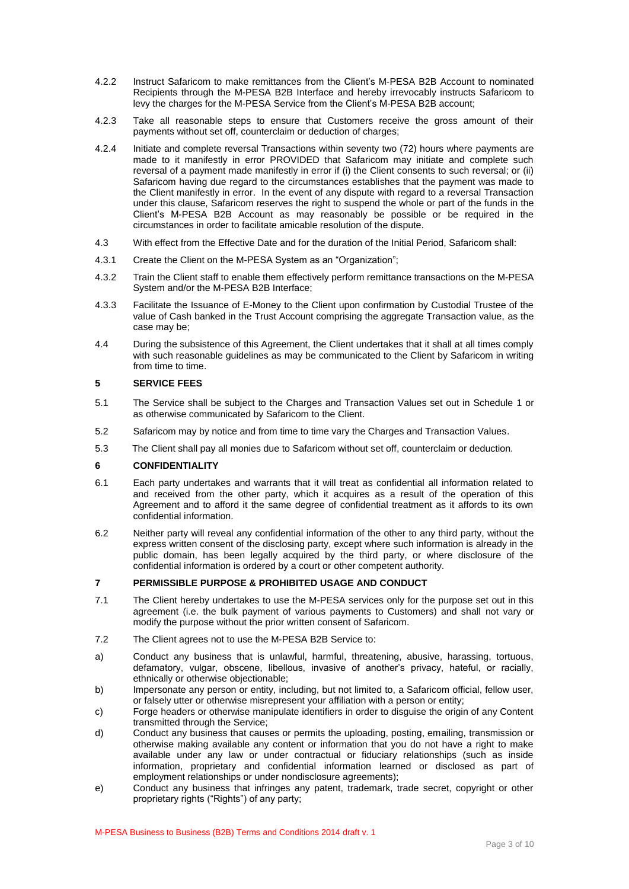4.2.2 Instruct Safaricom to make remittances from the Client's M-PESA B2B Account to nominated Recipients through the M-PESA B2B Interface and hereby irrevocably instructs Safaricom to levy the charges for the M-PESA Service from the Client's M-PESA B2B account;

4.2.3 Take all reasonable steps to ensure that Customers receive the gross amount of their payments without set off, counterclaim or deduction of charges;

4.2.4 Initiate and complete reversal Transactions within seventy two (72) hours where payments are made to it manifestly in error PROVIDED that Safaricom may initiate and complete such reversal of a payment made manifestly in error if (i) the Client consents to such reversal; or (ii) Safaricom having due regard to the circumstances establishes that the payment was made to the Client manifestly in error. In the event of any dispute with regard to a reversal Transaction under this clause, Safaricom reserves the right to suspend the whole or part of the funds in the Client's M-PESA B2B Account as may reasonably be possible or be required in the circumstances in order to facilitate amicable resolution of the dispute.

4.3 With effect from the Effective Date and for the duration of the Initial Period, Safaricom shall:

4.3.1 Create the Client on the M-PESA System as an "Organization";

4.3.2 Train the Client staff to enable them effectively perform remittance transactions on the M-PESA System and/or the M-PESA B2B Interface;

4.3.3 Facilitate the Issuance of E-Money to the Client upon confirmation by Custodial Trustee of the value of Cash banked in the Trust Account comprising the aggregate Transaction value, as the case may be;

4.4 During the subsistence of this Agreement, the Client undertakes that it shall at all times comply with such reasonable guidelines as may be communicated to the Client by Safaricom in writing from time to time.

## 5 SERVICE FEES

5.1 The Service shall be subject to the Charges and Transaction Values set out in Schedule 1 or as otherwise communicated by Safaricom to the Client.

5.2 Safaricom may by notice and from time to time vary the Charges and Transaction Values.

5.3 The Client shall pay all monies due to Safaricom without set off, counterclaim or deduction.

## 6 CONFIDENTIALITY

6.1 Each party undertakes and warrants that it will treat as confidential all information related to and received from the other party, which it acquires as a result of the operation of this Agreement and to afford it the same degree of confidential treatment as it affords to its own confidential information.

6.2 Neither party will reveal any confidential information of the other to any third party, without the express written consent of the disclosing party, except where such information is already in the public domain, has been legally acquired by the third party, or where disclosure of the confidential information is ordered by a court or other competent authority.

## 7 PERMISSIBLE PURPOSE & PROHIBITED USAGE AND CONDUCT

7.1 The Client hereby undertakes to use the M-PESA services only for the purpose set out in this agreement (i.e. the bulk payment of various payments to Customers) and shall not vary or modify the purpose without the prior written consent of Safaricom.

7.2 The Client agrees not to use the M-PESA B2B Service to:

a) Conduct any business that is unlawful, harmful, threatening, abusive, harassing, tortuous, defamatory, vulgar, obscene, libellous, invasive of another's privacy, hateful, or racially, ethnically or otherwise objectionable;

b) Impersonate any person or entity, including, but not limited to, a Safaricom official, fellow user, or falsely utter or otherwise misrepresent your affiliation with a person or entity;

c) Forge headers or otherwise manipulate identifiers in order to disguise the origin of any Content transmitted through the Service;

d) Conduct any business that causes or permits the uploading, posting, emailing, transmission or otherwise making available any content or information that you do not have a right to make available under any law or under contractual or fiduciary relationships (such as inside information, proprietary and confidential information learned or disclosed as part of employment relationships or under nondisclosure agreements);

e) Conduct any business that infringes any patent, trademark, trade secret, copyright or other proprietary rights ("Rights") of any party;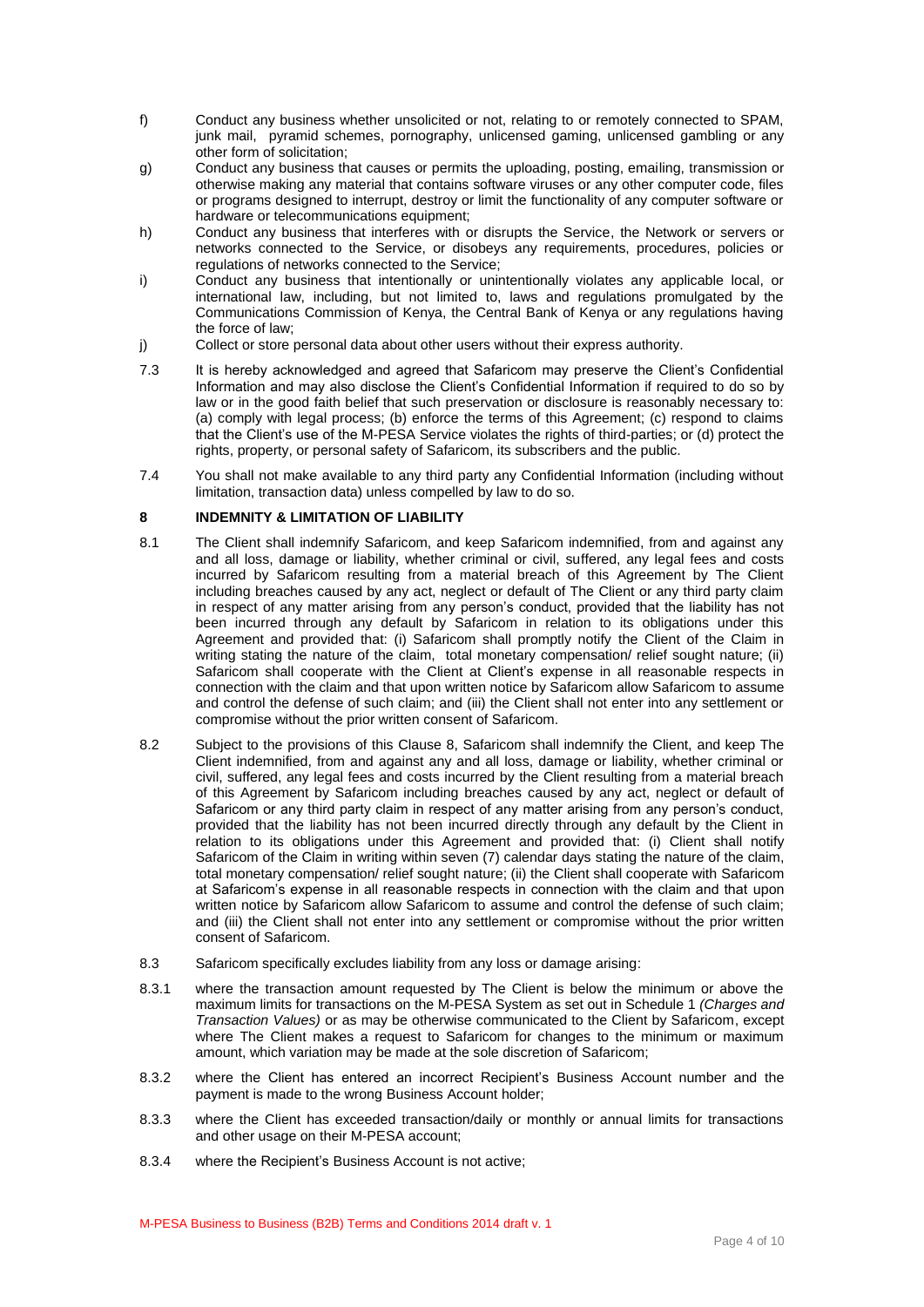f) Conduct any business whether unsolicited or not, relating to or remotely connected to SPAM, junk mail, pyramid schemes, pornography, unlicensed gaming, unlicensed gambling or any other form of solicitation;

g) Conduct any business that causes or permits the uploading, posting, emailing, transmission or otherwise making any material that contains software viruses or any other computer code, files or programs designed to interrupt, destroy or limit the functionality of any computer software or hardware or telecommunications equipment;

h) Conduct any business that interferes with or disrupts the Service, the Network or servers or networks connected to the Service, or disobeys any requirements, procedures, policies or regulations of networks connected to the Service;

i) Conduct any business that intentionally or unintentionally violates any applicable local, or international law, including, but not limited to, laws and regulations promulgated by the Communications Commission of Kenya, the Central Bank of Kenya or any regulations having the force of law;

j) Collect or store personal data about other users without their express authority.

7.3 It is hereby acknowledged and agreed that Safaricom may preserve the Client's Confidential Information and may also disclose the Client's Confidential Information if required to do so by law or in the good faith belief that such preservation or disclosure is reasonably necessary to: (a) comply with legal process; (b) enforce the terms of this Agreement; (c) respond to claims that the Client's use of the M-PESA Service violates the rights of third-parties; or (d) protect the rights, property, or personal safety of Safaricom, its subscribers and the public.

7.4 You shall not make available to any third party any Confidential Information (including without limitation, transaction data) unless compelled by law to do so.

## 8 INDEMNITY & LIMITATION OF LIABILITY

8.1 The Client shall indemnify Safaricom, and keep Safaricom indemnified, from and against any and all loss, damage or liability, whether criminal or civil, suffered, any legal fees and costs incurred by Safaricom resulting from a material breach of this Agreement by The Client including breaches caused by any act, neglect or default of The Client or any third party claim in respect of any matter arising from any person's conduct, provided that the liability has not been incurred through any default by Safaricom in relation to its obligations under this Agreement and provided that: (i) Safaricom shall promptly notify the Client of the Claim in writing stating the nature of the claim, total monetary compensation/ relief sought nature; (ii) Safaricom shall cooperate with the Client at Client's expense in all reasonable respects in connection with the claim and that upon written notice by Safaricom allow Safaricom to assume and control the defense of such claim; and (iii) the Client shall not enter into any settlement or compromise without the prior written consent of Safaricom.

8.2 Subject to the provisions of this Clause 8, Safaricom shall indemnify the Client, and keep The Client indemnified, from and against any and all loss, damage or liability, whether criminal or civil, suffered, any legal fees and costs incurred by the Client resulting from a material breach of this Agreement by Safaricom including breaches caused by any act, neglect or default of Safaricom or any third party claim in respect of any matter arising from any person's conduct, provided that the liability has not been incurred directly through any default by the Client in relation to its obligations under this Agreement and provided that: (i) Client shall notify Safaricom of the Claim in writing within seven (7) calendar days stating the nature of the claim, total monetary compensation/ relief sought nature; (ii) the Client shall cooperate with Safaricom at Safaricom's expense in all reasonable respects in connection with the claim and that upon written notice by Safaricom allow Safaricom to assume and control the defense of such claim; and (iii) the Client shall not enter into any settlement or compromise without the prior written consent of Safaricom.

8.3 Safaricom specifically excludes liability from any loss or damage arising:

8.3.1 where the transaction amount requested by The Client is below the minimum or above the maximum limits for transactions on the M-PESA System as set out in Schedule 1 *(Charges and Transaction Values)* or as may be otherwise communicated to the Client by Safaricom, except where The Client makes a request to Safaricom for changes to the minimum or maximum amount, which variation may be made at the sole discretion of Safaricom;

8.3.2 where the Client has entered an incorrect Recipient's Business Account number and the payment is made to the wrong Business Account holder;

8.3.3 where the Client has exceeded transaction/daily or monthly or annual limits for transactions and other usage on their M-PESA account;

8.3.4 where the Recipient's Business Account is not active;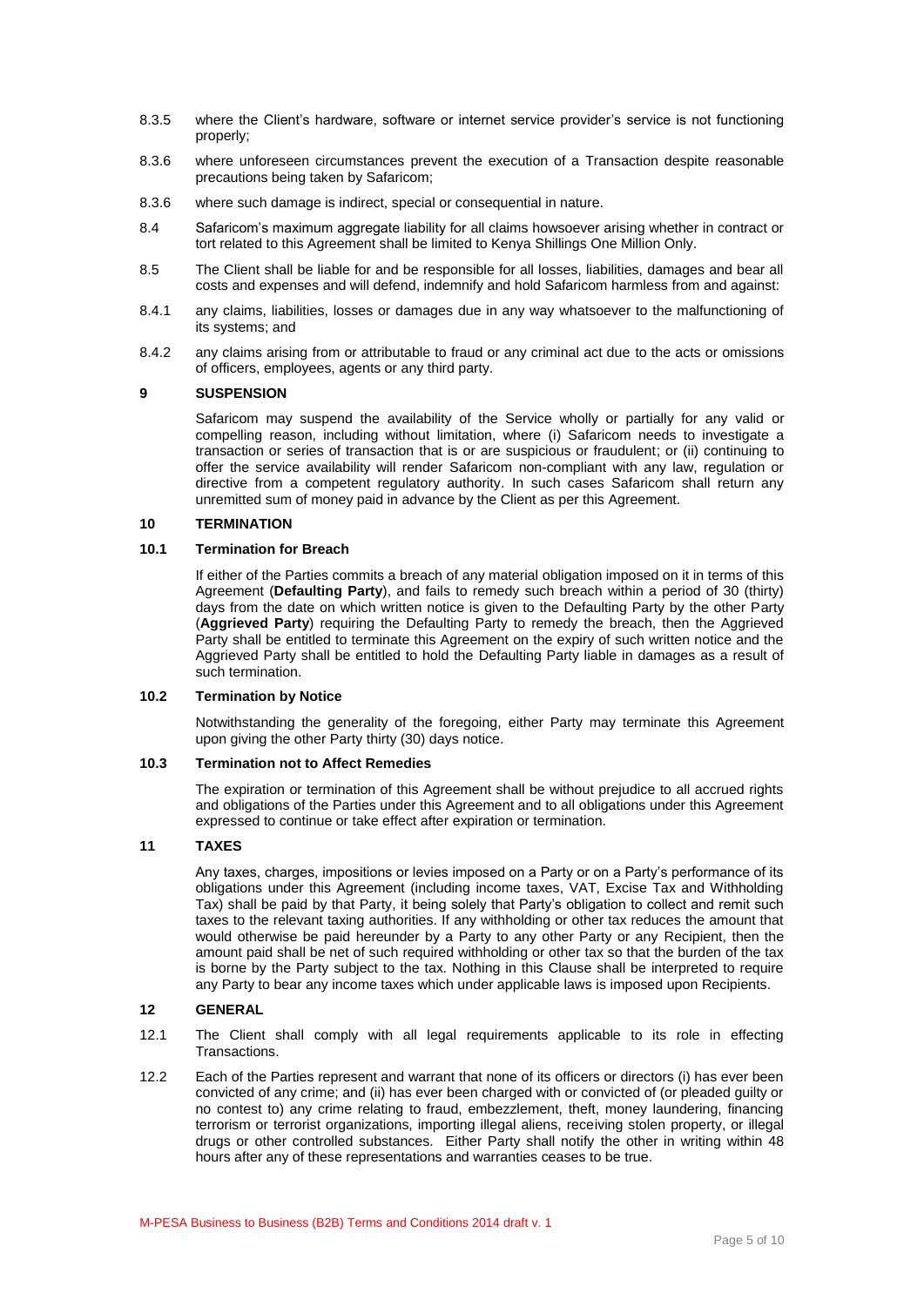8.3.5 where the Client's hardware, software or internet service provider's service is not functioning properly;

8.3.6 where unforeseen circumstances prevent the execution of a Transaction despite reasonable precautions being taken by Safaricom;

8.3.6 where such damage is indirect, special or consequential in nature.

8.4 Safaricom's maximum aggregate liability for all claims howsoever arising whether in contract or tort related to this Agreement shall be limited to Kenya Shillings One Million Only.

8.5 The Client shall be liable for and be responsible for all losses, liabilities, damages and bear all costs and expenses and will defend, indemnify and hold Safaricom harmless from and against:

8.4.1 any claims, liabilities, losses or damages due in any way whatsoever to the malfunctioning of its systems; and

8.4.2 any claims arising from or attributable to fraud or any criminal act due to the acts or omissions of officers, employees, agents or any third party.

## 9 SUSPENSION

Safaricom may suspend the availability of the Service wholly or partially for any valid or compelling reason, including without limitation, where (i) Safaricom needs to investigate a transaction or series of transaction that is or are suspicious or fraudulent; or (ii) continuing to offer the service availability will render Safaricom non-compliant with any law, regulation or directive from a competent regulatory authority. In such cases Safaricom shall return any unremitted sum of money paid in advance by the Client as per this Agreement.

## 10 TERMINATION

### 10.1 Termination for Breach

If either of the Parties commits a breach of any material obligation imposed on it in terms of this Agreement (**Defaulting Party**), and fails to remedy such breach within a period of 30 (thirty) days from the date on which written notice is given to the Defaulting Party by the other Party (**Aggrieved Party**) requiring the Defaulting Party to remedy the breach, then the Aggrieved Party shall be entitled to terminate this Agreement on the expiry of such written notice and the Aggrieved Party shall be entitled to hold the Defaulting Party liable in damages as a result of such termination.

### 10.2 Termination by Notice

Notwithstanding the generality of the foregoing, either Party may terminate this Agreement upon giving the other Party thirty (30) days notice.

### 10.3 Termination not to Affect Remedies

The expiration or termination of this Agreement shall be without prejudice to all accrued rights and obligations of the Parties under this Agreement and to all obligations under this Agreement expressed to continue or take effect after expiration or termination.

## 11 TAXES

Any taxes, charges, impositions or levies imposed on a Party or on a Party's performance of its obligations under this Agreement (including income taxes, VAT, Excise Tax and Withholding Tax) shall be paid by that Party, it being solely that Party's obligation to collect and remit such taxes to the relevant taxing authorities. If any withholding or other tax reduces the amount that would otherwise be paid hereunder by a Party to any other Party or any Recipient, then the amount paid shall be net of such required withholding or other tax so that the burden of the tax is borne by the Party subject to the tax. Nothing in this Clause shall be interpreted to require any Party to bear any income taxes which under applicable laws is imposed upon Recipients.

## 12 GENERAL

12.1 The Client shall comply with all legal requirements applicable to its role in effecting Transactions.

12.2 Each of the Parties represent and warrant that none of its officers or directors (i) has ever been convicted of any crime; and (ii) has ever been charged with or convicted of (or pleaded guilty or no contest to) any crime relating to fraud, embezzlement, theft, money laundering, financing terrorism or terrorist organizations, importing illegal aliens, receiving stolen property, or illegal drugs or other controlled substances. Either Party shall notify the other in writing within 48 hours after any of these representations and warranties ceases to be true.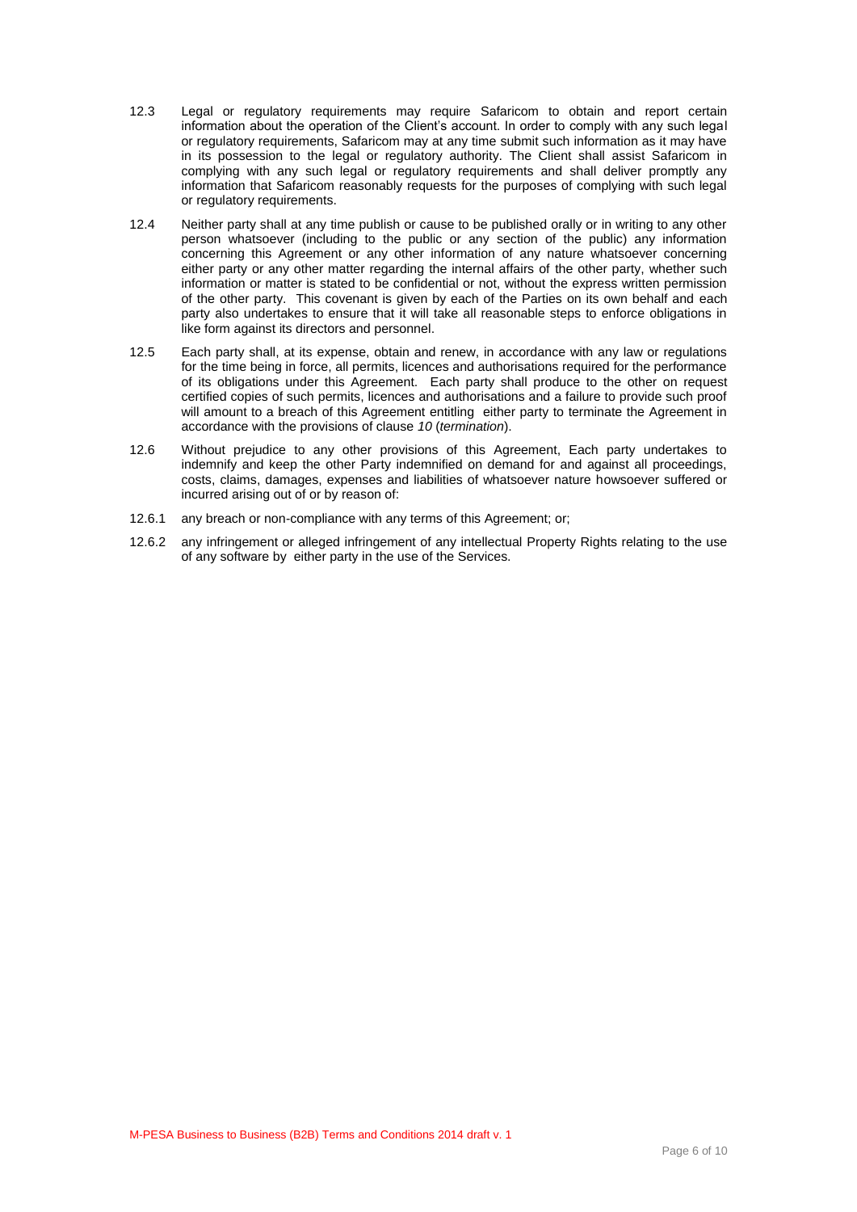12.3 Legal or regulatory requirements may require Safaricom to obtain and report certain information about the operation of the Client's account. In order to comply with any such legal or regulatory requirements, Safaricom may at any time submit such information as it may have in its possession to the legal or regulatory authority. The Client shall assist Safaricom in complying with any such legal or regulatory requirements and shall deliver promptly any information that Safaricom reasonably requests for the purposes of complying with such legal or regulatory requirements.

12.4 Neither party shall at any time publish or cause to be published orally or in writing to any other person whatsoever (including to the public or any section of the public) any information concerning this Agreement or any other information of any nature whatsoever concerning either party or any other matter regarding the internal affairs of the other party, whether such information or matter is stated to be confidential or not, without the express written permission of the other party. This covenant is given by each of the Parties on its own behalf and each party also undertakes to ensure that it will take all reasonable steps to enforce obligations in like form against its directors and personnel.

12.5 Each party shall, at its expense, obtain and renew, in accordance with any law or regulations for the time being in force, all permits, licences and authorisations required for the performance of its obligations under this Agreement. Each party shall produce to the other on request certified copies of such permits, licences and authorisations and a failure to provide such proof will amount to a breach of this Agreement entitling either party to terminate the Agreement in accordance with the provisions of clause *10* (*termination*).

12.6 Without prejudice to any other provisions of this Agreement, Each party undertakes to indemnify and keep the other Party indemnified on demand for and against all proceedings, costs, claims, damages, expenses and liabilities of whatsoever nature howsoever suffered or incurred arising out of or by reason of:

12.6.1 any breach or non-compliance with any terms of this Agreement; or;

12.6.2 any infringement or alleged infringement of any intellectual Property Rights relating to the use of any software by either party in the use of the Services.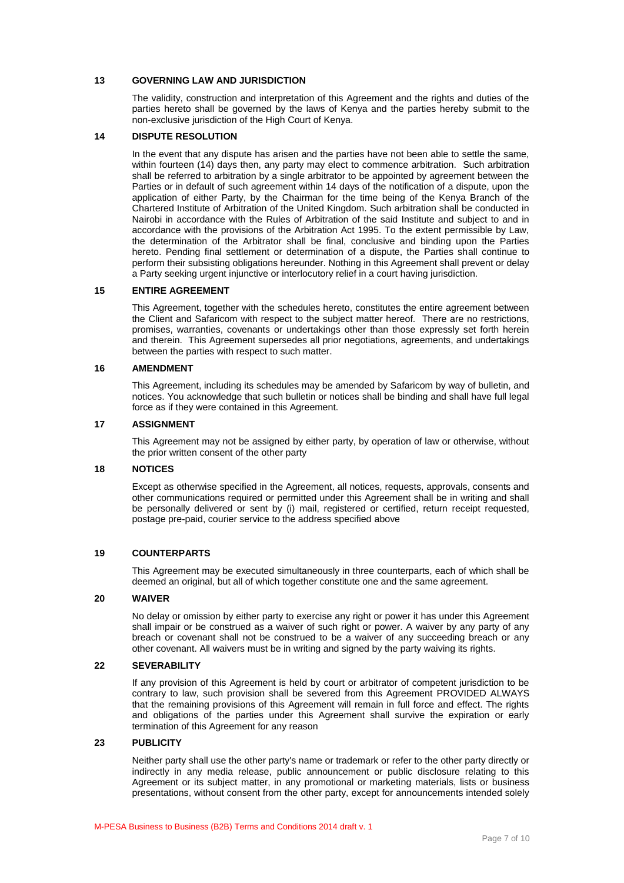## 13 GOVERNING LAW AND JURISDICTION

The validity, construction and interpretation of this Agreement and the rights and duties of the parties hereto shall be governed by the laws of Kenya and the parties hereby submit to the non-exclusive jurisdiction of the High Court of Kenya.

## 14 DISPUTE RESOLUTION

In the event that any dispute has arisen and the parties have not been able to settle the same, within fourteen (14) days then, any party may elect to commence arbitration. Such arbitration shall be referred to arbitration by a single arbitrator to be appointed by agreement between the Parties or in default of such agreement within 14 days of the notification of a dispute, upon the application of either Party, by the Chairman for the time being of the Kenya Branch of the Chartered Institute of Arbitration of the United Kingdom. Such arbitration shall be conducted in Nairobi in accordance with the Rules of Arbitration of the said Institute and subject to and in accordance with the provisions of the Arbitration Act 1995. To the extent permissible by Law, the determination of the Arbitrator shall be final, conclusive and binding upon the Parties hereto. Pending final settlement or determination of a dispute, the Parties shall continue to perform their subsisting obligations hereunder. Nothing in this Agreement shall prevent or delay a Party seeking urgent injunctive or interlocutory relief in a court having jurisdiction.

## 15 ENTIRE AGREEMENT

This Agreement, together with the schedules hereto, constitutes the entire agreement between the Client and Safaricom with respect to the subject matter hereof. There are no restrictions, promises, warranties, covenants or undertakings other than those expressly set forth herein and therein. This Agreement supersedes all prior negotiations, agreements, and undertakings between the parties with respect to such matter.

## 16 AMENDMENT

This Agreement, including its schedules may be amended by Safaricom by way of bulletin, and notices. You acknowledge that such bulletin or notices shall be binding and shall have full legal force as if they were contained in this Agreement.

## 17 ASSIGNMENT

This Agreement may not be assigned by either party, by operation of law or otherwise, without the prior written consent of the other party

## 18 NOTICES

Except as otherwise specified in the Agreement, all notices, requests, approvals, consents and other communications required or permitted under this Agreement shall be in writing and shall be personally delivered or sent by (i) mail, registered or certified, return receipt requested, postage pre-paid, courier service to the address specified above

## 19 COUNTERPARTS

This Agreement may be executed simultaneously in three counterparts, each of which shall be deemed an original, but all of which together constitute one and the same agreement.

## 20 WAIVER

No delay or omission by either party to exercise any right or power it has under this Agreement shall impair or be construed as a waiver of such right or power. A waiver by any party of any breach or covenant shall not be construed to be a waiver of any succeeding breach or any other covenant. All waivers must be in writing and signed by the party waiving its rights.

## 22 SEVERABILITY

If any provision of this Agreement is held by court or arbitrator of competent jurisdiction to be contrary to law, such provision shall be severed from this Agreement PROVIDED ALWAYS that the remaining provisions of this Agreement will remain in full force and effect. The rights and obligations of the parties under this Agreement shall survive the expiration or early termination of this Agreement for any reason

## 23 PUBLICITY

Neither party shall use the other party's name or trademark or refer to the other party directly or indirectly in any media release, public announcement or public disclosure relating to this Agreement or its subject matter, in any promotional or marketing materials, lists or business presentations, without consent from the other party, except for announcements intended solely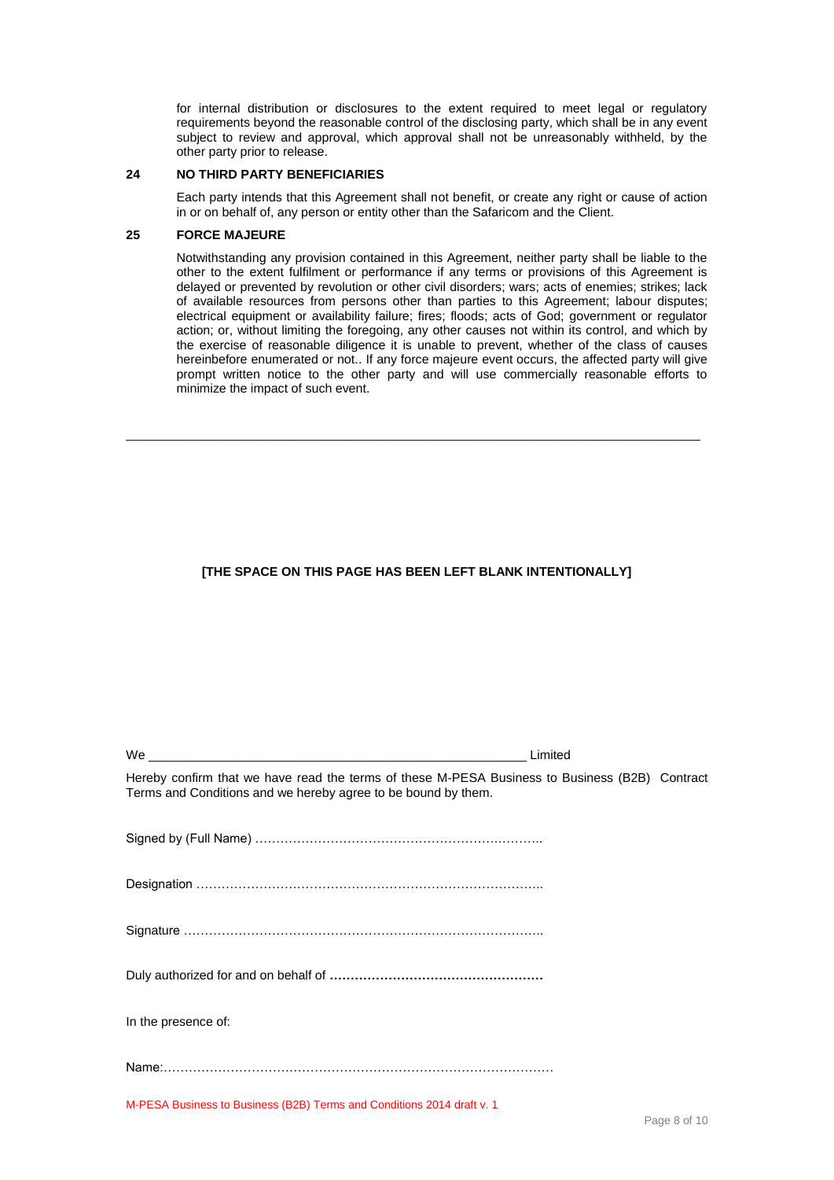for internal distribution or disclosures to the extent required to meet legal or regulatory requirements beyond the reasonable control of the disclosing party, which shall be in any event subject to review and approval, which approval shall not be unreasonably withheld, by the other party prior to release.

## 24 NO THIRD PARTY BENEFICIARIES

Each party intends that this Agreement shall not benefit, or create any right or cause of action in or on behalf of, any person or entity other than the Safaricom and the Client.

## 25 FORCE MAJEURE

Notwithstanding any provision contained in this Agreement, neither party shall be liable to the other to the extent fulfilment or performance if any terms or provisions of this Agreement is delayed or prevented by revolution or other civil disorders; wars; acts of enemies; strikes; lack of available resources from persons other than parties to this Agreement; labour disputes; electrical equipment or availability failure; fires; floods; acts of God; government or regulator action; or, without limiting the foregoing, any other causes not within its control, and which by the exercise of reasonable diligence it is unable to prevent, whether of the class of causes hereinbefore enumerated or not.. If any force majeure event occurs, the affected party will give prompt written notice to the other party and will use commercially reasonable efforts to minimize the impact of such event.

---

**[THE SPACE ON THIS PAGE HAS BEEN LEFT BLANK INTENTIONALLY]**

We ______________________________________________________ Limited

Hereby confirm that we have read the terms of these M-PESA Business to Business (B2B) Contract Terms and Conditions and we hereby agree to be bound by them.

Signed by (Full Name) …………………………………………………………..

Designation …………………………………………………………………….

Signature ……………………………………………………………………….

Duly authorized for and on behalf of **……………………………………………**

In the presence of:

Name:……………………………………………………………………………

M-PESA Business to Business (B2B) Terms and Conditions 2014 draft v. 1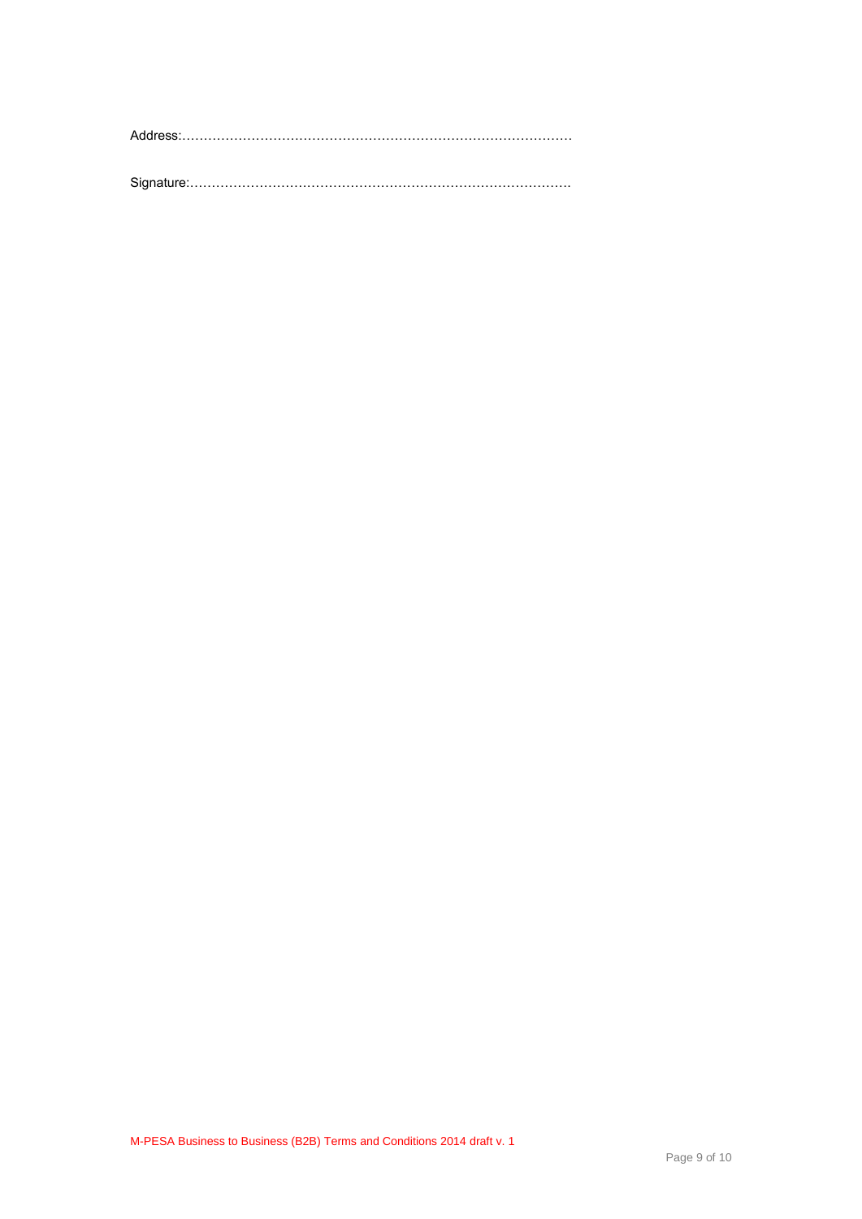Address:………………………………………………………………………………

Signature:……………………………………………………………………………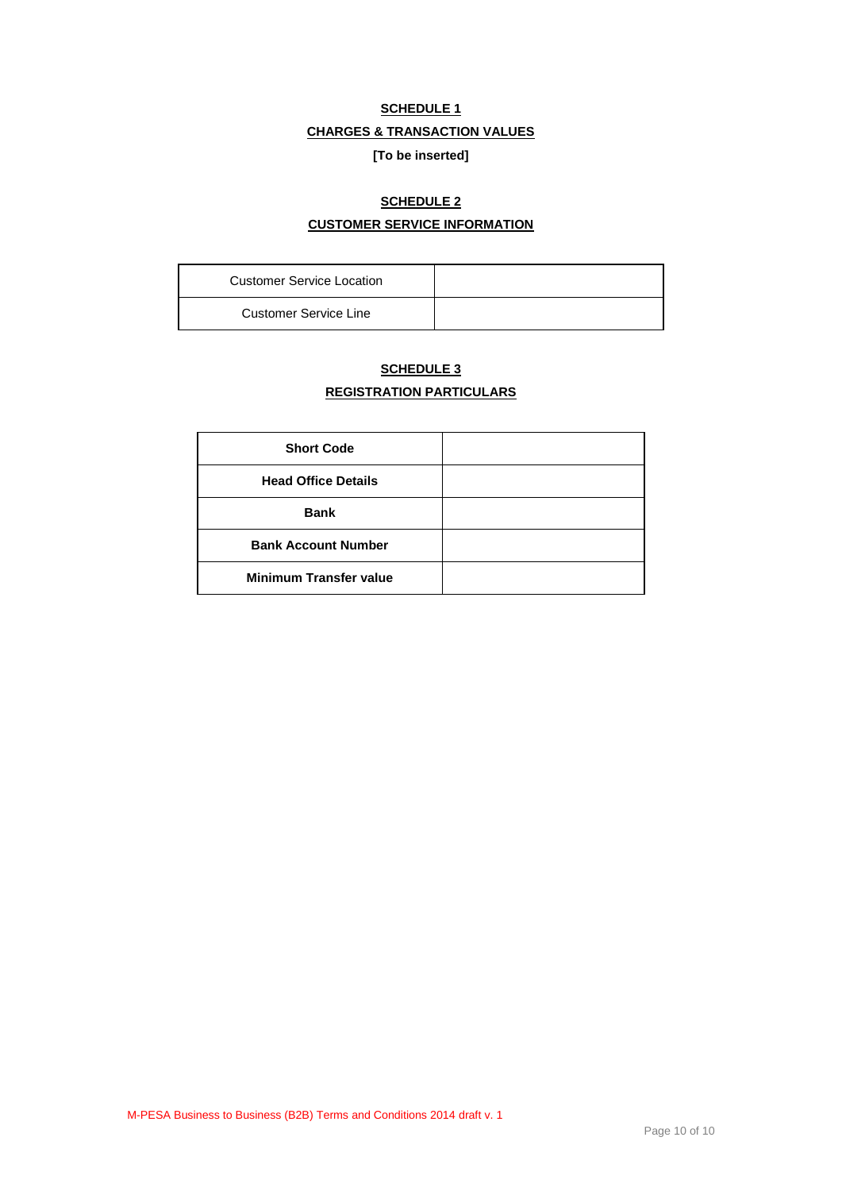## SCHEDULE 1

## CHARGES & TRANSACTION VALUES

**[To be inserted]**

## SCHEDULE 2

## CUSTOMER SERVICE INFORMATION

| | |
|---|---|
| Customer Service Location | |
| Customer Service Line | |

## SCHEDULE 3

## REGISTRATION PARTICULARS

| | |
|---|---|
| **Short Code** | |
| **Head Office Details** | |
| **Bank** | |
| **Bank Account Number** | |
| **Minimum Transfer value** | |